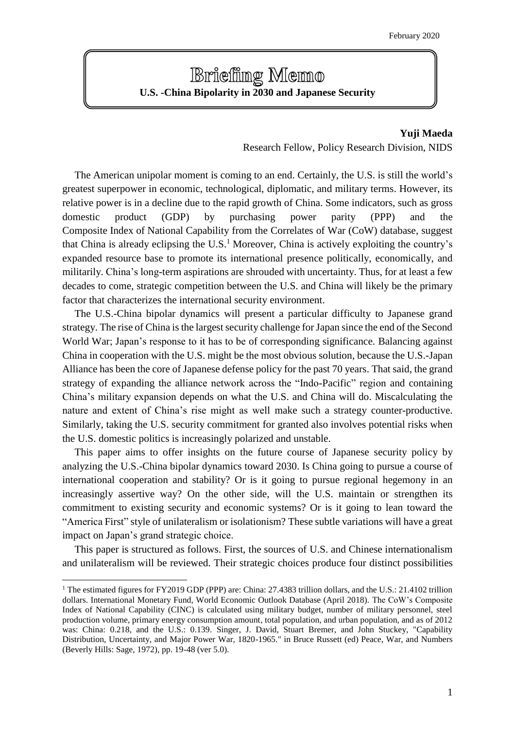February 2020

# Briefing Memo

**U.S. -China Bipolarity in 2030 and Japanese Security**

**Yuji Maeda**

Research Fellow, Policy Research Division, NIDS

The American unipolar moment is coming to an end. Certainly, the U.S. is still the world's greatest superpower in economic, technological, diplomatic, and military terms. However, its relative power is in a decline due to the rapid growth of China. Some indicators, such as gross domestic product (GDP) by purchasing power parity (PPP) and the Composite Index of National Capability from the Correlates of War (CoW) database, suggest that China is already eclipsing the U.S.[1] Moreover, China is actively exploiting the country's expanded resource base to promote its international presence politically, economically, and militarily. China's long-term aspirations are shrouded with uncertainty. Thus, for at least a few decades to come, strategic competition between the U.S. and China will likely be the primary factor that characterizes the international security environment.

The U.S.-China bipolar dynamics will present a particular difficulty to Japanese grand strategy. The rise of China is the largest security challenge for Japan since the end of the Second World War; Japan's response to it has to be of corresponding significance. Balancing against China in cooperation with the U.S. might be the most obvious solution, because the U.S.-Japan Alliance has been the core of Japanese defense policy for the past 70 years. That said, the grand strategy of expanding the alliance network across the "Indo-Pacific" region and containing China's military expansion depends on what the U.S. and China will do. Miscalculating the nature and extent of China's rise might as well make such a strategy counter-productive. Similarly, taking the U.S. security commitment for granted also involves potential risks when the U.S. domestic politics is increasingly polarized and unstable.

This paper aims to offer insights on the future course of Japanese security policy by analyzing the U.S.-China bipolar dynamics toward 2030. Is China going to pursue a course of international cooperation and stability? Or is it going to pursue regional hegemony in an increasingly assertive way? On the other side, will the U.S. maintain or strengthen its commitment to existing security and economic systems? Or is it going to lean toward the "America First" style of unilateralism or isolationism? These subtle variations will have a great impact on Japan's grand strategic choice.

This paper is structured as follows. First, the sources of U.S. and Chinese internationalism and unilateralism will be reviewed. Their strategic choices produce four distinct possibilities

---

[1] The estimated figures for FY2019 GDP (PPP) are: China: 27.4383 trillion dollars, and the U.S.: 21.4102 trillion dollars. International Monetary Fund, World Economic Outlook Database (April 2018). The CoW's Composite Index of National Capability (CINC) is calculated using military budget, number of military personnel, steel production volume, primary energy consumption amount, total population, and urban population, and as of 2012 was: China: 0.218, and the U.S.: 0.139. Singer, J. David, Stuart Bremer, and John Stuckey, "Capability Distribution, Uncertainty, and Major Power War, 1820-1965." in Bruce Russett (ed) Peace, War, and Numbers (Beverly Hills: Sage, 1972), pp. 19-48 (ver 5.0).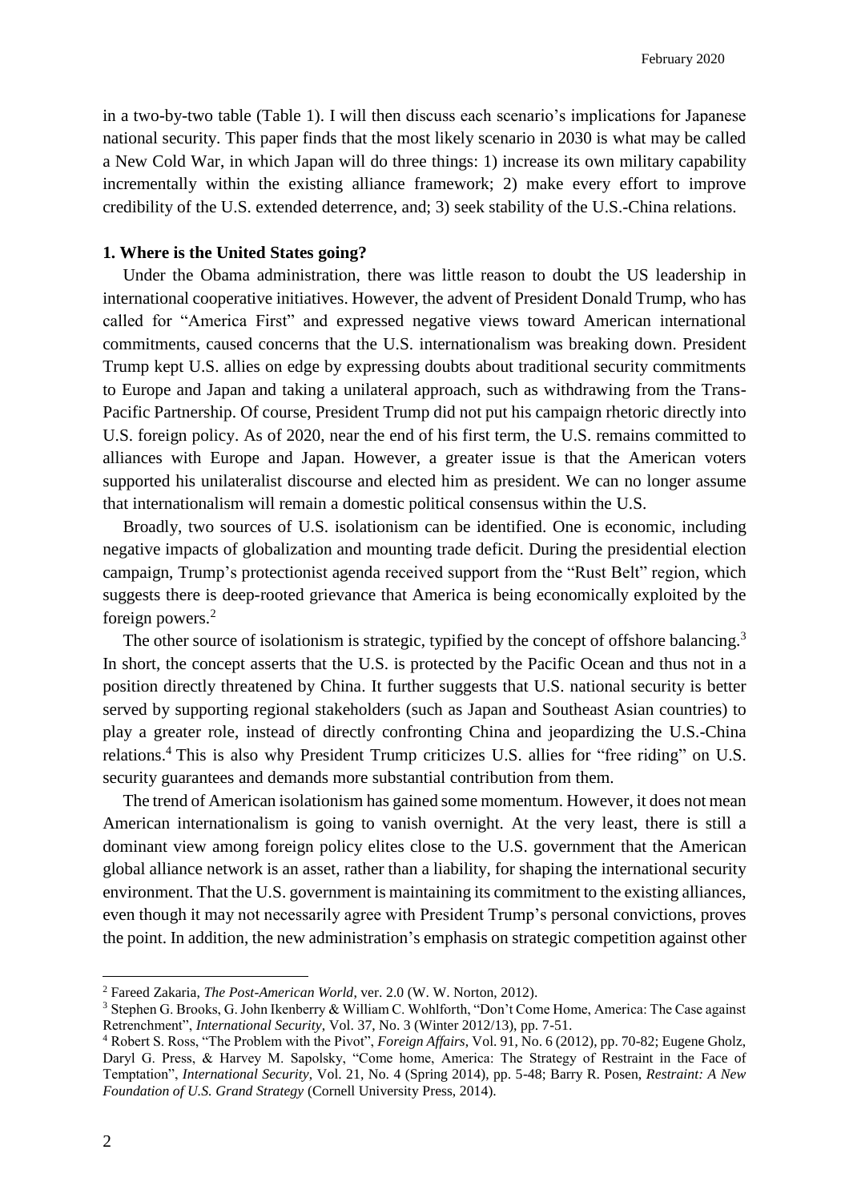in a two-by-two table (Table 1). I will then discuss each scenario's implications for Japanese national security. This paper finds that the most likely scenario in 2030 is what may be called a New Cold War, in which Japan will do three things: 1) increase its own military capability incrementally within the existing alliance framework; 2) make every effort to improve credibility of the U.S. extended deterrence, and; 3) seek stability of the U.S.-China relations.

**1. Where is the United States going?**

Under the Obama administration, there was little reason to doubt the US leadership in international cooperative initiatives. However, the advent of President Donald Trump, who has called for "America First" and expressed negative views toward American international commitments, caused concerns that the U.S. internationalism was breaking down. President Trump kept U.S. allies on edge by expressing doubts about traditional security commitments to Europe and Japan and taking a unilateral approach, such as withdrawing from the Trans-Pacific Partnership. Of course, President Trump did not put his campaign rhetoric directly into U.S. foreign policy. As of 2020, near the end of his first term, the U.S. remains committed to alliances with Europe and Japan. However, a greater issue is that the American voters supported his unilateralist discourse and elected him as president. We can no longer assume that internationalism will remain a domestic political consensus within the U.S.

Broadly, two sources of U.S. isolationism can be identified. One is economic, including negative impacts of globalization and mounting trade deficit. During the presidential election campaign, Trump's protectionist agenda received support from the "Rust Belt" region, which suggests there is deep-rooted grievance that America is being economically exploited by the foreign powers.[2]

The other source of isolationism is strategic, typified by the concept of offshore balancing.[3] In short, the concept asserts that the U.S. is protected by the Pacific Ocean and thus not in a position directly threatened by China. It further suggests that U.S. national security is better served by supporting regional stakeholders (such as Japan and Southeast Asian countries) to play a greater role, instead of directly confronting China and jeopardizing the U.S.-China relations.[4] This is also why President Trump criticizes U.S. allies for "free riding" on U.S. security guarantees and demands more substantial contribution from them.

The trend of American isolationism has gained some momentum. However, it does not mean American internationalism is going to vanish overnight. At the very least, there is still a dominant view among foreign policy elites close to the U.S. government that the American global alliance network is an asset, rather than a liability, for shaping the international security environment. That the U.S. government is maintaining its commitment to the existing alliances, even though it may not necessarily agree with President Trump's personal convictions, proves the point. In addition, the new administration's emphasis on strategic competition against other

---

[2] Fareed Zakaria, *The Post-American World*, ver. 2.0 (W. W. Norton, 2012).

[3] Stephen G. Brooks, G. John Ikenberry & William C. Wohlforth, "Don't Come Home, America: The Case against Retrenchment", *International Security*, Vol. 37, No. 3 (Winter 2012/13), pp. 7-51.

[4] Robert S. Ross, "The Problem with the Pivot", *Foreign Affairs*, Vol. 91, No. 6 (2012), pp. 70-82; Eugene Gholz, Daryl G. Press, & Harvey M. Sapolsky, "Come home, America: The Strategy of Restraint in the Face of Temptation", *International Security*, Vol. 21, No. 4 (Spring 2014), pp. 5-48; Barry R. Posen, *Restraint: A New Foundation of U.S. Grand Strategy* (Cornell University Press, 2014).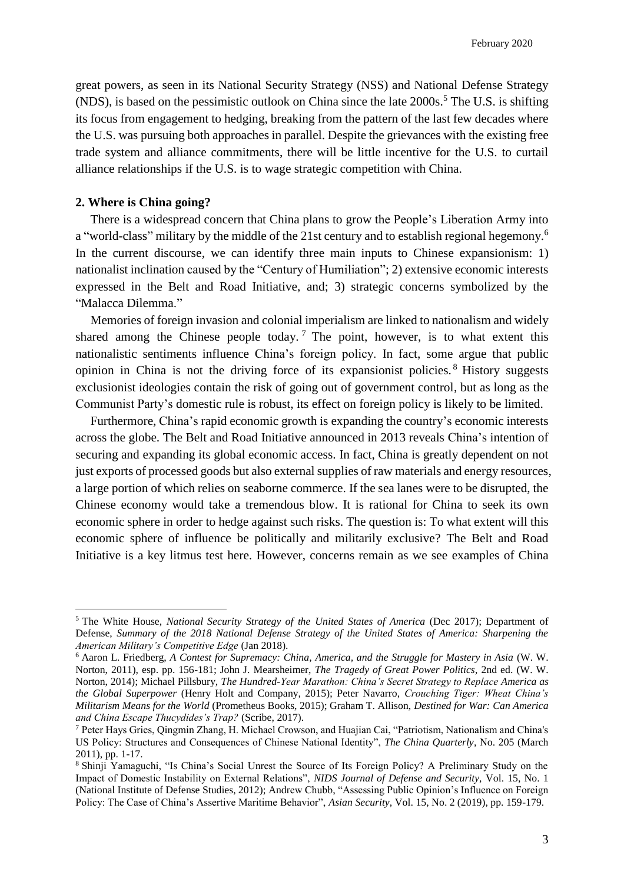great powers, as seen in its National Security Strategy (NSS) and National Defense Strategy (NDS), is based on the pessimistic outlook on China since the late 2000s.[5] The U.S. is shifting its focus from engagement to hedging, breaking from the pattern of the last few decades where the U.S. was pursuing both approaches in parallel. Despite the grievances with the existing free trade system and alliance commitments, there will be little incentive for the U.S. to curtail alliance relationships if the U.S. is to wage strategic competition with China.

## 2. Where is China going?

There is a widespread concern that China plans to grow the People's Liberation Army into a "world-class" military by the middle of the 21st century and to establish regional hegemony.[6] In the current discourse, we can identify three main inputs to Chinese expansionism: 1) nationalist inclination caused by the "Century of Humiliation"; 2) extensive economic interests expressed in the Belt and Road Initiative, and; 3) strategic concerns symbolized by the "Malacca Dilemma."

Memories of foreign invasion and colonial imperialism are linked to nationalism and widely shared among the Chinese people today.[7] The point, however, is to what extent this nationalistic sentiments influence China's foreign policy. In fact, some argue that public opinion in China is not the driving force of its expansionist policies.[8] History suggests exclusionist ideologies contain the risk of going out of government control, but as long as the Communist Party's domestic rule is robust, its effect on foreign policy is likely to be limited.

Furthermore, China's rapid economic growth is expanding the country's economic interests across the globe. The Belt and Road Initiative announced in 2013 reveals China's intention of securing and expanding its global economic access. In fact, China is greatly dependent on not just exports of processed goods but also external supplies of raw materials and energy resources, a large portion of which relies on seaborne commerce. If the sea lanes were to be disrupted, the Chinese economy would take a tremendous blow. It is rational for China to seek its own economic sphere in order to hedge against such risks. The question is: To what extent will this economic sphere of influence be politically and militarily exclusive? The Belt and Road Initiative is a key litmus test here. However, concerns remain as we see examples of China

---

[5] The White House, *National Security Strategy of the United States of America* (Dec 2017); Department of Defense, *Summary of the 2018 National Defense Strategy of the United States of America: Sharpening the American Military's Competitive Edge* (Jan 2018).

[6] Aaron L. Friedberg, *A Contest for Supremacy: China, America, and the Struggle for Mastery in Asia* (W. W. Norton, 2011), esp. pp. 156-181; John J. Mearsheimer, *The Tragedy of Great Power Politics*, 2nd ed. (W. W. Norton, 2014); Michael Pillsbury, *The Hundred-Year Marathon: China's Secret Strategy to Replace America as the Global Superpower* (Henry Holt and Company, 2015); Peter Navarro, *Crouching Tiger: Wheat China's Militarism Means for the World* (Prometheus Books, 2015); Graham T. Allison, *Destined for War: Can America and China Escape Thucydides's Trap?* (Scribe, 2017).

[7] Peter Hays Gries, Qingmin Zhang, H. Michael Crowson, and Huajian Cai, "Patriotism, Nationalism and China's US Policy: Structures and Consequences of Chinese National Identity", *The China Quarterly*, No. 205 (March 2011), pp. 1-17.

[8] Shinji Yamaguchi, "Is China's Social Unrest the Source of Its Foreign Policy? A Preliminary Study on the Impact of Domestic Instability on External Relations", *NIDS Journal of Defense and Security*, Vol. 15, No. 1 (National Institute of Defense Studies, 2012); Andrew Chubb, "Assessing Public Opinion's Influence on Foreign Policy: The Case of China's Assertive Maritime Behavior", *Asian Security*, Vol. 15, No. 2 (2019), pp. 159-179.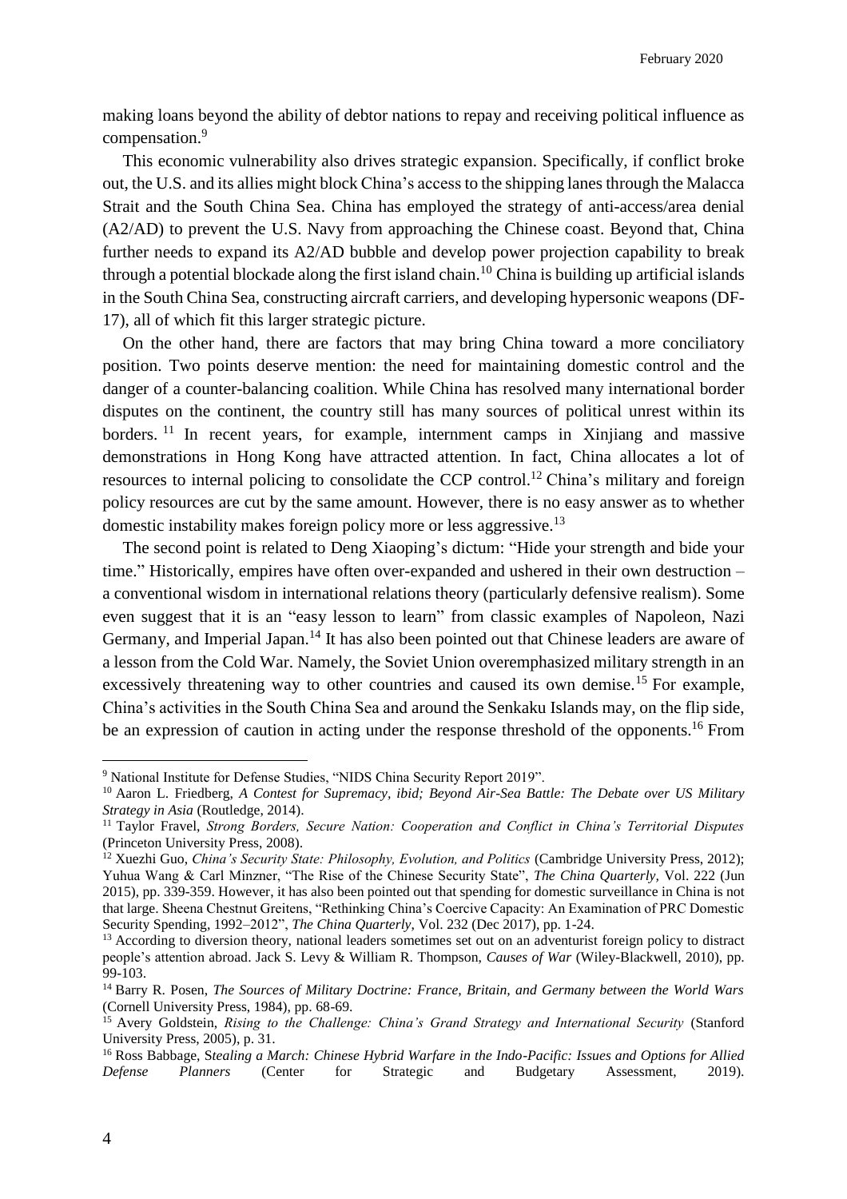making loans beyond the ability of debtor nations to repay and receiving political influence as compensation.[9]

This economic vulnerability also drives strategic expansion. Specifically, if conflict broke out, the U.S. and its allies might block China's access to the shipping lanes through the Malacca Strait and the South China Sea. China has employed the strategy of anti-access/area denial (A2/AD) to prevent the U.S. Navy from approaching the Chinese coast. Beyond that, China further needs to expand its A2/AD bubble and develop power projection capability to break through a potential blockade along the first island chain.[10] China is building up artificial islands in the South China Sea, constructing aircraft carriers, and developing hypersonic weapons (DF-17), all of which fit this larger strategic picture.

On the other hand, there are factors that may bring China toward a more conciliatory position. Two points deserve mention: the need for maintaining domestic control and the danger of a counter-balancing coalition. While China has resolved many international border disputes on the continent, the country still has many sources of political unrest within its borders.[11] In recent years, for example, internment camps in Xinjiang and massive demonstrations in Hong Kong have attracted attention. In fact, China allocates a lot of resources to internal policing to consolidate the CCP control.[12] China's military and foreign policy resources are cut by the same amount. However, there is no easy answer as to whether domestic instability makes foreign policy more or less aggressive.[13]

The second point is related to Deng Xiaoping's dictum: "Hide your strength and bide your time." Historically, empires have often over-expanded and ushered in their own destruction – a conventional wisdom in international relations theory (particularly defensive realism). Some even suggest that it is an "easy lesson to learn" from classic examples of Napoleon, Nazi Germany, and Imperial Japan.[14] It has also been pointed out that Chinese leaders are aware of a lesson from the Cold War. Namely, the Soviet Union overemphasized military strength in an excessively threatening way to other countries and caused its own demise.[15] For example, China's activities in the South China Sea and around the Senkaku Islands may, on the flip side, be an expression of caution in acting under the response threshold of the opponents.[16] From

---

[9] National Institute for Defense Studies, "NIDS China Security Report 2019".

[10] Aaron L. Friedberg, *A Contest for Supremacy, ibid; Beyond Air-Sea Battle: The Debate over US Military Strategy in Asia* (Routledge, 2014).

[11] Taylor Fravel, *Strong Borders, Secure Nation: Cooperation and Conflict in China's Territorial Disputes* (Princeton University Press, 2008).

[12] Xuezhi Guo, *China's Security State: Philosophy, Evolution, and Politics* (Cambridge University Press, 2012); Yuhua Wang & Carl Minzner, "The Rise of the Chinese Security State", *The China Quarterly*, Vol. 222 (Jun 2015), pp. 339-359. However, it has also been pointed out that spending for domestic surveillance in China is not that large. Sheena Chestnut Greitens, "Rethinking China's Coercive Capacity: An Examination of PRC Domestic Security Spending, 1992–2012", *The China Quarterly*, Vol. 232 (Dec 2017), pp. 1-24.

[13] According to diversion theory, national leaders sometimes set out on an adventurist foreign policy to distract people's attention abroad. Jack S. Levy & William R. Thompson, *Causes of War* (Wiley-Blackwell, 2010), pp. 99-103.

[14] Barry R. Posen, *The Sources of Military Doctrine: France, Britain, and Germany between the World Wars* (Cornell University Press, 1984), pp. 68-69.

[15] Avery Goldstein, *Rising to the Challenge: China's Grand Strategy and International Security* (Stanford University Press, 2005), p. 31.

[16] Ross Babbage, *Stealing a March: Chinese Hybrid Warfare in the Indo-Pacific: Issues and Options for Allied Defense Planners* (Center for Strategic and Budgetary Assessment, 2019).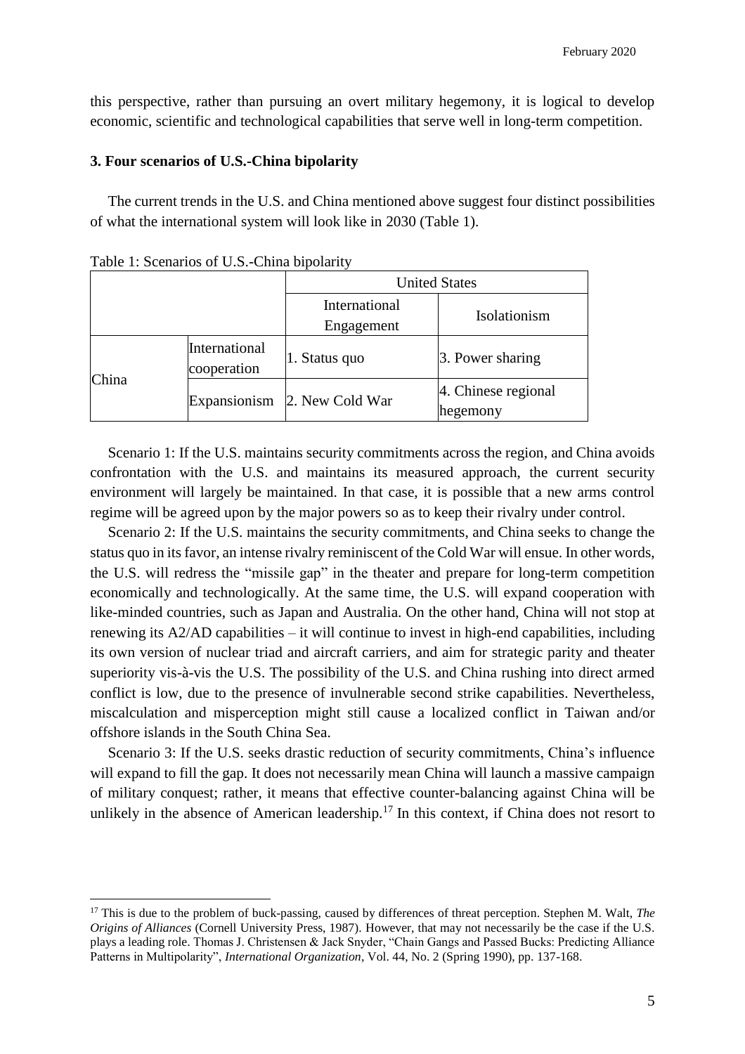this perspective, rather than pursuing an overt military hegemony, it is logical to develop economic, scientific and technological capabilities that serve well in long-term competition.

### 3. Four scenarios of U.S.-China bipolarity

The current trends in the U.S. and China mentioned above suggest four distinct possibilities of what the international system will look like in 2030 (Table 1).

Table 1: Scenarios of U.S.-China bipolarity

| | | United States | |
|---|---|---|---|
| | | International Engagement | Isolationism |
| China | International cooperation | 1. Status quo | 3. Power sharing |
| | Expansionism | 2. New Cold War | 4. Chinese regional hegemony |

Scenario 1: If the U.S. maintains security commitments across the region, and China avoids confrontation with the U.S. and maintains its measured approach, the current security environment will largely be maintained. In that case, it is possible that a new arms control regime will be agreed upon by the major powers so as to keep their rivalry under control.

Scenario 2: If the U.S. maintains the security commitments, and China seeks to change the status quo in its favor, an intense rivalry reminiscent of the Cold War will ensue. In other words, the U.S. will redress the "missile gap" in the theater and prepare for long-term competition economically and technologically. At the same time, the U.S. will expand cooperation with like-minded countries, such as Japan and Australia. On the other hand, China will not stop at renewing its A2/AD capabilities – it will continue to invest in high-end capabilities, including its own version of nuclear triad and aircraft carriers, and aim for strategic parity and theater superiority vis-à-vis the U.S. The possibility of the U.S. and China rushing into direct armed conflict is low, due to the presence of invulnerable second strike capabilities. Nevertheless, miscalculation and misperception might still cause a localized conflict in Taiwan and/or offshore islands in the South China Sea.

Scenario 3: If the U.S. seeks drastic reduction of security commitments, China's influence will expand to fill the gap. It does not necessarily mean China will launch a massive campaign of military conquest; rather, it means that effective counter-balancing against China will be unlikely in the absence of American leadership.[17] In this context, if China does not resort to

[17] This is due to the problem of buck-passing, caused by differences of threat perception. Stephen M. Walt, *The Origins of Alliances* (Cornell University Press, 1987). However, that may not necessarily be the case if the U.S. plays a leading role. Thomas J. Christensen & Jack Snyder, "Chain Gangs and Passed Bucks: Predicting Alliance Patterns in Multipolarity", *International Organization*, Vol. 44, No. 2 (Spring 1990), pp. 137-168.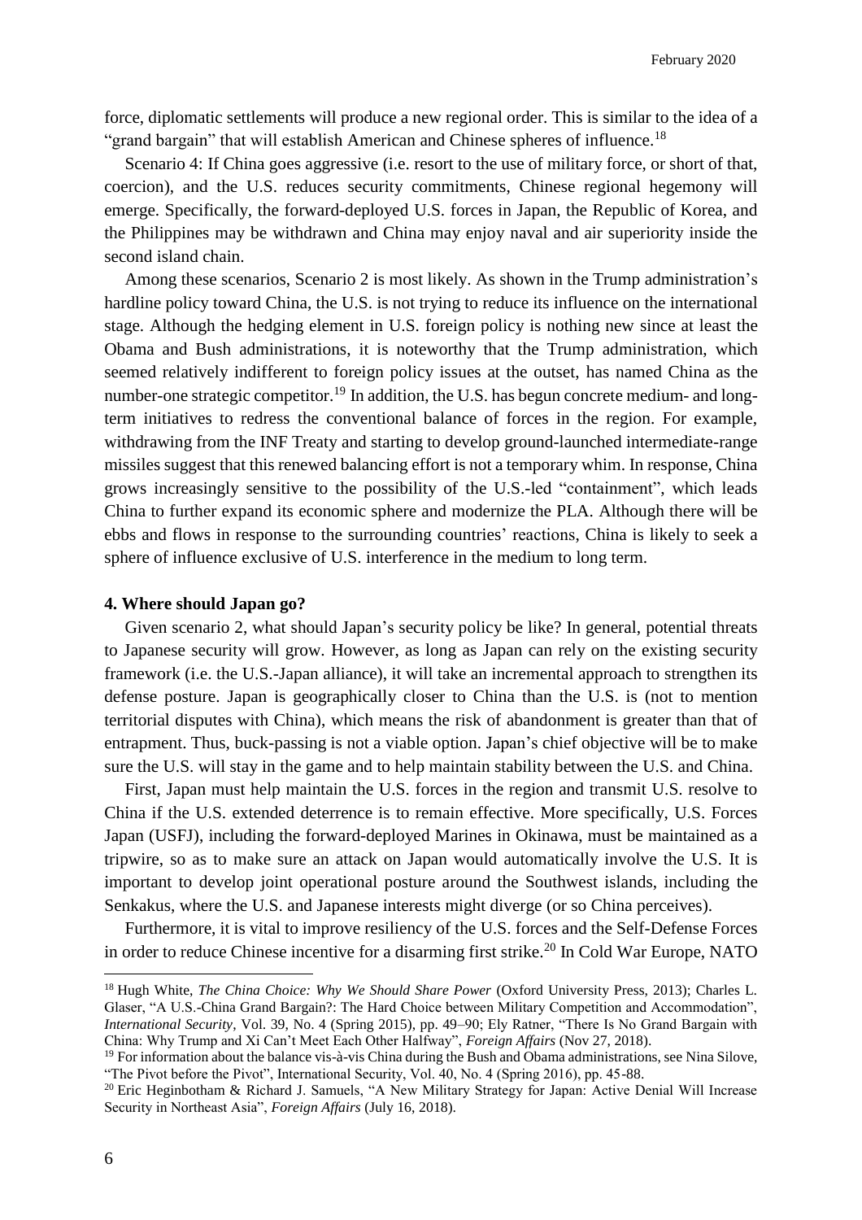force, diplomatic settlements will produce a new regional order. This is similar to the idea of a "grand bargain" that will establish American and Chinese spheres of influence.[18]

Scenario 4: If China goes aggressive (i.e. resort to the use of military force, or short of that, coercion), and the U.S. reduces security commitments, Chinese regional hegemony will emerge. Specifically, the forward-deployed U.S. forces in Japan, the Republic of Korea, and the Philippines may be withdrawn and China may enjoy naval and air superiority inside the second island chain.

Among these scenarios, Scenario 2 is most likely. As shown in the Trump administration's hardline policy toward China, the U.S. is not trying to reduce its influence on the international stage. Although the hedging element in U.S. foreign policy is nothing new since at least the Obama and Bush administrations, it is noteworthy that the Trump administration, which seemed relatively indifferent to foreign policy issues at the outset, has named China as the number-one strategic competitor.[19] In addition, the U.S. has begun concrete medium- and long-term initiatives to redress the conventional balance of forces in the region. For example, withdrawing from the INF Treaty and starting to develop ground-launched intermediate-range missiles suggest that this renewed balancing effort is not a temporary whim. In response, China grows increasingly sensitive to the possibility of the U.S.-led "containment", which leads China to further expand its economic sphere and modernize the PLA. Although there will be ebbs and flows in response to the surrounding countries' reactions, China is likely to seek a sphere of influence exclusive of U.S. interference in the medium to long term.

## 4. Where should Japan go?

Given scenario 2, what should Japan's security policy be like? In general, potential threats to Japanese security will grow. However, as long as Japan can rely on the existing security framework (i.e. the U.S.-Japan alliance), it will take an incremental approach to strengthen its defense posture. Japan is geographically closer to China than the U.S. is (not to mention territorial disputes with China), which means the risk of abandonment is greater than that of entrapment. Thus, buck-passing is not a viable option. Japan's chief objective will be to make sure the U.S. will stay in the game and to help maintain stability between the U.S. and China.

First, Japan must help maintain the U.S. forces in the region and transmit U.S. resolve to China if the U.S. extended deterrence is to remain effective. More specifically, U.S. Forces Japan (USFJ), including the forward-deployed Marines in Okinawa, must be maintained as a tripwire, so as to make sure an attack on Japan would automatically involve the U.S. It is important to develop joint operational posture around the Southwest islands, including the Senkakus, where the U.S. and Japanese interests might diverge (or so China perceives).

Furthermore, it is vital to improve resiliency of the U.S. forces and the Self-Defense Forces in order to reduce Chinese incentive for a disarming first strike.[20] In Cold War Europe, NATO

---

[18] Hugh White, *The China Choice: Why We Should Share Power* (Oxford University Press, 2013); Charles L. Glaser, "A U.S.-China Grand Bargain?: The Hard Choice between Military Competition and Accommodation", *International Security*, Vol. 39, No. 4 (Spring 2015), pp. 49–90; Ely Ratner, "There Is No Grand Bargain with China: Why Trump and Xi Can't Meet Each Other Halfway", *Foreign Affairs* (Nov 27, 2018).

[19] For information about the balance vis-à-vis China during the Bush and Obama administrations, see Nina Silove, "The Pivot before the Pivot", International Security, Vol. 40, No. 4 (Spring 2016), pp. 45-88.

[20] Eric Heginbotham & Richard J. Samuels, "A New Military Strategy for Japan: Active Denial Will Increase Security in Northeast Asia", *Foreign Affairs* (July 16, 2018).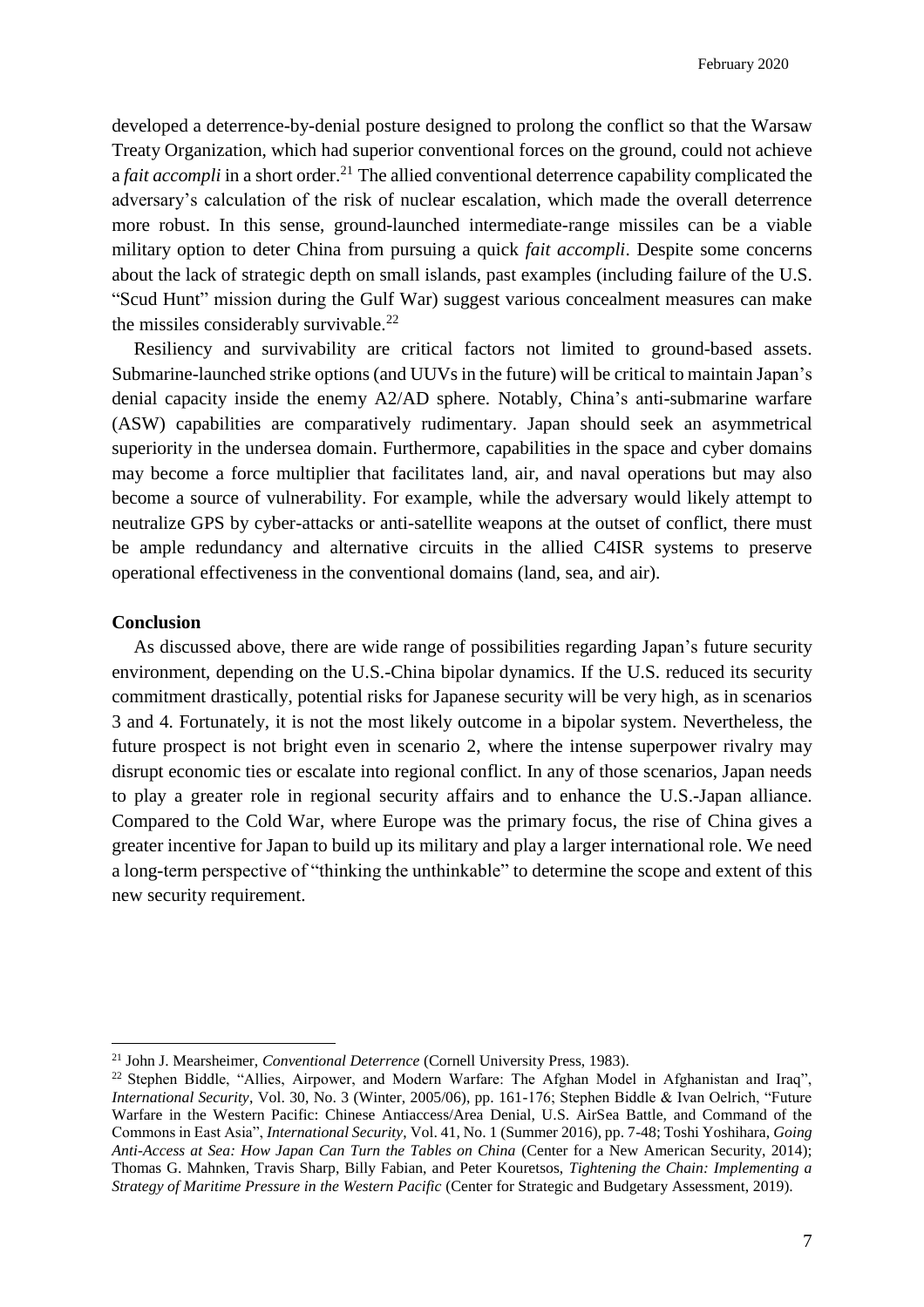developed a deterrence-by-denial posture designed to prolong the conflict so that the Warsaw Treaty Organization, which had superior conventional forces on the ground, could not achieve a *fait accompli* in a short order.[21] The allied conventional deterrence capability complicated the adversary's calculation of the risk of nuclear escalation, which made the overall deterrence more robust. In this sense, ground-launched intermediate-range missiles can be a viable military option to deter China from pursuing a quick *fait accompli*. Despite some concerns about the lack of strategic depth on small islands, past examples (including failure of the U.S. "Scud Hunt" mission during the Gulf War) suggest various concealment measures can make the missiles considerably survivable.[22]

Resiliency and survivability are critical factors not limited to ground-based assets. Submarine-launched strike options (and UUVs in the future) will be critical to maintain Japan's denial capacity inside the enemy A2/AD sphere. Notably, China's anti-submarine warfare (ASW) capabilities are comparatively rudimentary. Japan should seek an asymmetrical superiority in the undersea domain. Furthermore, capabilities in the space and cyber domains may become a force multiplier that facilitates land, air, and naval operations but may also become a source of vulnerability. For example, while the adversary would likely attempt to neutralize GPS by cyber-attacks or anti-satellite weapons at the outset of conflict, there must be ample redundancy and alternative circuits in the allied C4ISR systems to preserve operational effectiveness in the conventional domains (land, sea, and air).

**Conclusion**

As discussed above, there are wide range of possibilities regarding Japan's future security environment, depending on the U.S.-China bipolar dynamics. If the U.S. reduced its security commitment drastically, potential risks for Japanese security will be very high, as in scenarios 3 and 4. Fortunately, it is not the most likely outcome in a bipolar system. Nevertheless, the future prospect is not bright even in scenario 2, where the intense superpower rivalry may disrupt economic ties or escalate into regional conflict. In any of those scenarios, Japan needs to play a greater role in regional security affairs and to enhance the U.S.-Japan alliance. Compared to the Cold War, where Europe was the primary focus, the rise of China gives a greater incentive for Japan to build up its military and play a larger international role. We need a long-term perspective of "thinking the unthinkable" to determine the scope and extent of this new security requirement.

---

[21] John J. Mearsheimer, *Conventional Deterrence* (Cornell University Press, 1983).

[22] Stephen Biddle, "Allies, Airpower, and Modern Warfare: The Afghan Model in Afghanistan and Iraq", *International Security*, Vol. 30, No. 3 (Winter, 2005/06), pp. 161-176; Stephen Biddle & Ivan Oelrich, "Future Warfare in the Western Pacific: Chinese Antiaccess/Area Denial, U.S. AirSea Battle, and Command of the Commons in East Asia", *International Security*, Vol. 41, No. 1 (Summer 2016), pp. 7-48; Toshi Yoshihara, *Going Anti-Access at Sea: How Japan Can Turn the Tables on China* (Center for a New American Security, 2014); Thomas G. Mahnken, Travis Sharp, Billy Fabian, and Peter Kouretsos, *Tightening the Chain: Implementing a Strategy of Maritime Pressure in the Western Pacific* (Center for Strategic and Budgetary Assessment, 2019).